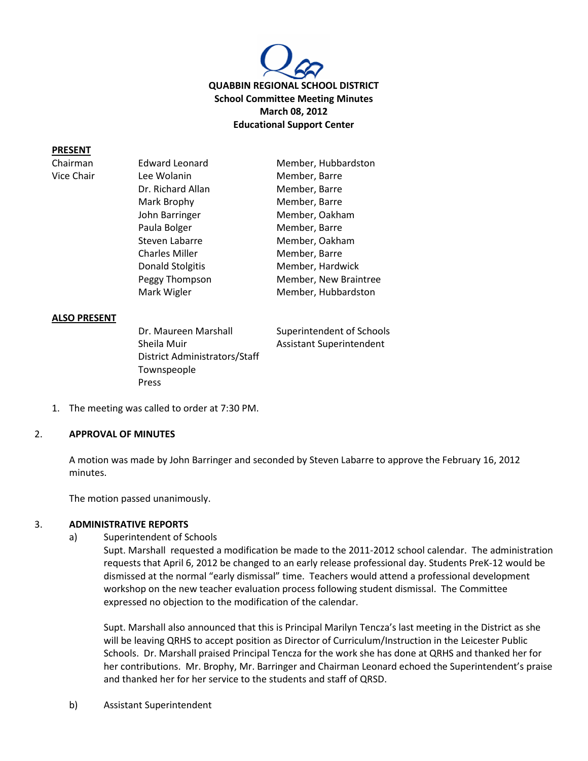**QUABBIN REGIONAL SCHOOL DISTRICT**
**School Committee Meeting Minutes**
**March 08, 2012**
**Educational Support Center**

**PRESENT**

| | | |
|---|---|---|
| Chairman | Edward Leonard | Member, Hubbardston |
| Vice Chair | Lee Wolanin | Member, Barre |
| | Dr. Richard Allan | Member, Barre |
| | Mark Brophy | Member, Barre |
| | John Barringer | Member, Oakham |
| | Paula Bolger | Member, Barre |
| | Steven Labarre | Member, Oakham |
| | Charles Miller | Member, Barre |
| | Donald Stolgitis | Member, Hardwick |
| | Peggy Thompson | Member, New Braintree |
| | Mark Wigler | Member, Hubbardston |

**ALSO PRESENT**

| | |
|---|---|
| Dr. Maureen Marshall | Superintendent of Schools |
| Sheila Muir | Assistant Superintendent |
| District Administrators/Staff | |
| Townspeople | |
| Press | |

1. The meeting was called to order at 7:30 PM.

2. **APPROVAL OF MINUTES**

   A motion was made by John Barringer and seconded by Steven Labarre to approve the February 16, 2012 minutes.

   The motion passed unanimously.

3. **ADMINISTRATIVE REPORTS**

   a) Superintendent of Schools

   Supt. Marshall requested a modification be made to the 2011-2012 school calendar. The administration requests that April 6, 2012 be changed to an early release professional day. Students PreK-12 would be dismissed at the normal "early dismissal" time. Teachers would attend a professional development workshop on the new teacher evaluation process following student dismissal. The Committee expressed no objection to the modification of the calendar.

   Supt. Marshall also announced that this is Principal Marilyn Tencza's last meeting in the District as she will be leaving QRHS to accept position as Director of Curriculum/Instruction in the Leicester Public Schools. Dr. Marshall praised Principal Tencza for the work she has done at QRHS and thanked her for her contributions. Mr. Brophy, Mr. Barringer and Chairman Leonard echoed the Superintendent's praise and thanked her for her service to the students and staff of QRSD.

   b) Assistant Superintendent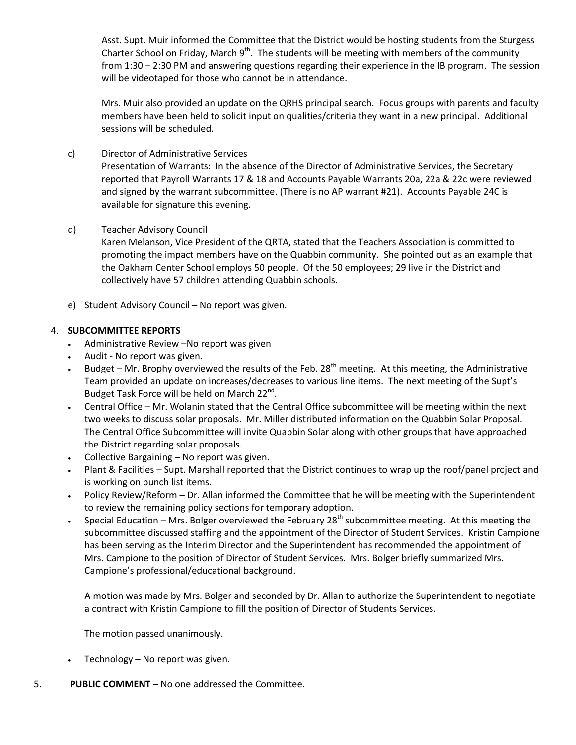Asst. Supt. Muir informed the Committee that the District would be hosting students from the Sturgess Charter School on Friday, March 9th. The students will be meeting with members of the community from 1:30 – 2:30 PM and answering questions regarding their experience in the IB program. The session will be videotaped for those who cannot be in attendance.

Mrs. Muir also provided an update on the QRHS principal search. Focus groups with parents and faculty members have been held to solicit input on qualities/criteria they want in a new principal. Additional sessions will be scheduled.

c) Director of Administrative Services
Presentation of Warrants: In the absence of the Director of Administrative Services, the Secretary reported that Payroll Warrants 17 & 18 and Accounts Payable Warrants 20a, 22a & 22c were reviewed and signed by the warrant subcommittee. (There is no AP warrant #21). Accounts Payable 24C is available for signature this evening.

d) Teacher Advisory Council
Karen Melanson, Vice President of the QRTA, stated that the Teachers Association is committed to promoting the impact members have on the Quabbin community. She pointed out as an example that the Oakham Center School employs 50 people. Of the 50 employees; 29 live in the District and collectively have 57 children attending Quabbin schools.

e) Student Advisory Council – No report was given.

4. **SUBCOMMITTEE REPORTS**

- Administrative Review –No report was given
- Audit - No report was given.
- Budget – Mr. Brophy overviewed the results of the Feb. 28th meeting. At this meeting, the Administrative Team provided an update on increases/decreases to various line items. The next meeting of the Supt's Budget Task Force will be held on March 22nd.
- Central Office – Mr. Wolanin stated that the Central Office subcommittee will be meeting within the next two weeks to discuss solar proposals. Mr. Miller distributed information on the Quabbin Solar Proposal. The Central Office Subcommittee will invite Quabbin Solar along with other groups that have approached the District regarding solar proposals.
- Collective Bargaining – No report was given.
- Plant & Facilities – Supt. Marshall reported that the District continues to wrap up the roof/panel project and is working on punch list items.
- Policy Review/Reform – Dr. Allan informed the Committee that he will be meeting with the Superintendent to review the remaining policy sections for temporary adoption.
- Special Education – Mrs. Bolger overviewed the February 28th subcommittee meeting. At this meeting the subcommittee discussed staffing and the appointment of the Director of Student Services. Kristin Campione has been serving as the Interim Director and the Superintendent has recommended the appointment of Mrs. Campione to the position of Director of Student Services. Mrs. Bolger briefly summarized Mrs. Campione's professional/educational background.

  A motion was made by Mrs. Bolger and seconded by Dr. Allan to authorize the Superintendent to negotiate a contract with Kristin Campione to fill the position of Director of Students Services.

  The motion passed unanimously.

- Technology – No report was given.

5. **PUBLIC COMMENT –** No one addressed the Committee.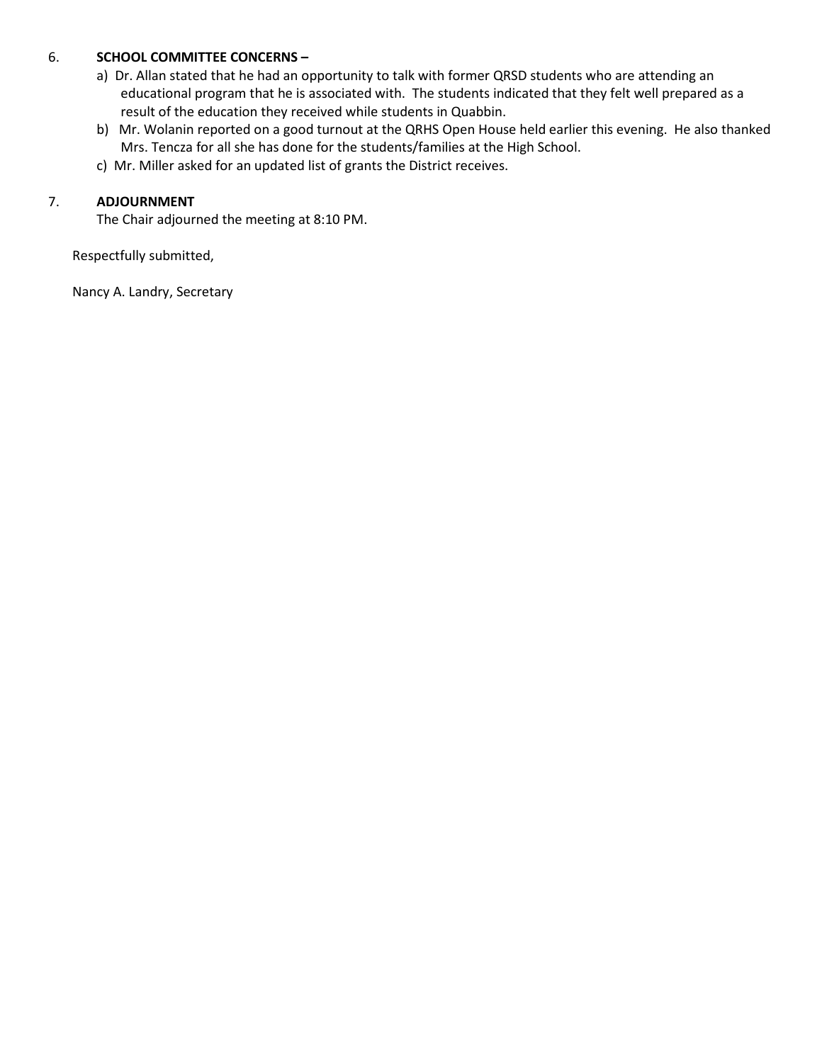6. **SCHOOL COMMITTEE CONCERNS –**

   a) Dr. Allan stated that he had an opportunity to talk with former QRSD students who are attending an educational program that he is associated with. The students indicated that they felt well prepared as a result of the education they received while students in Quabbin.

   b) Mr. Wolanin reported on a good turnout at the QRHS Open House held earlier this evening. He also thanked Mrs. Tencza for all she has done for the students/families at the High School.

   c) Mr. Miller asked for an updated list of grants the District receives.

7. **ADJOURNMENT**

   The Chair adjourned the meeting at 8:10 PM.

Respectfully submitted,

Nancy A. Landry, Secretary